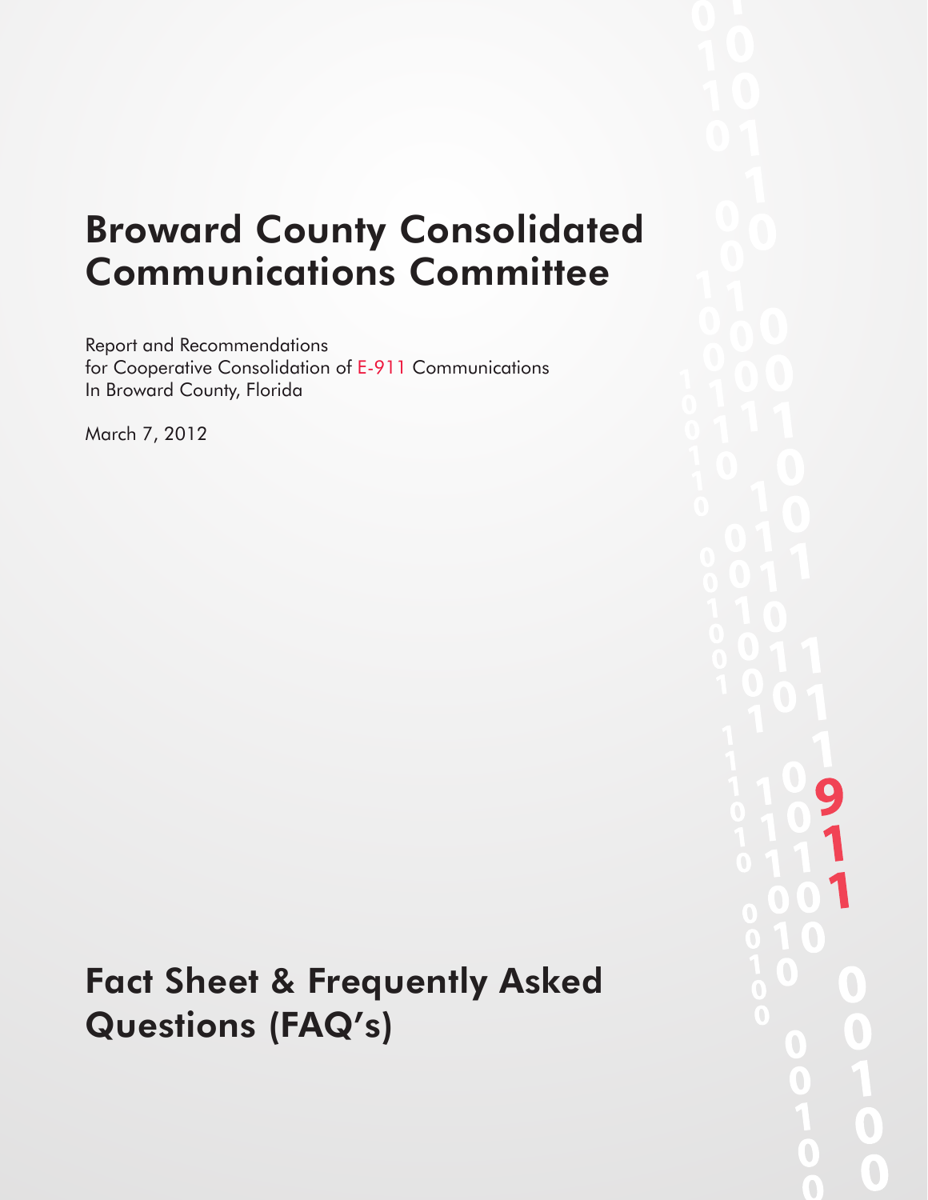# Broward County Consolidated Communications Committee

Report and Recommendations
for Cooperative Consolidation of E-911 Communications
In Broward County, Florida

March 7, 2012

## Fact Sheet & Frequently Asked Questions (FAQ's)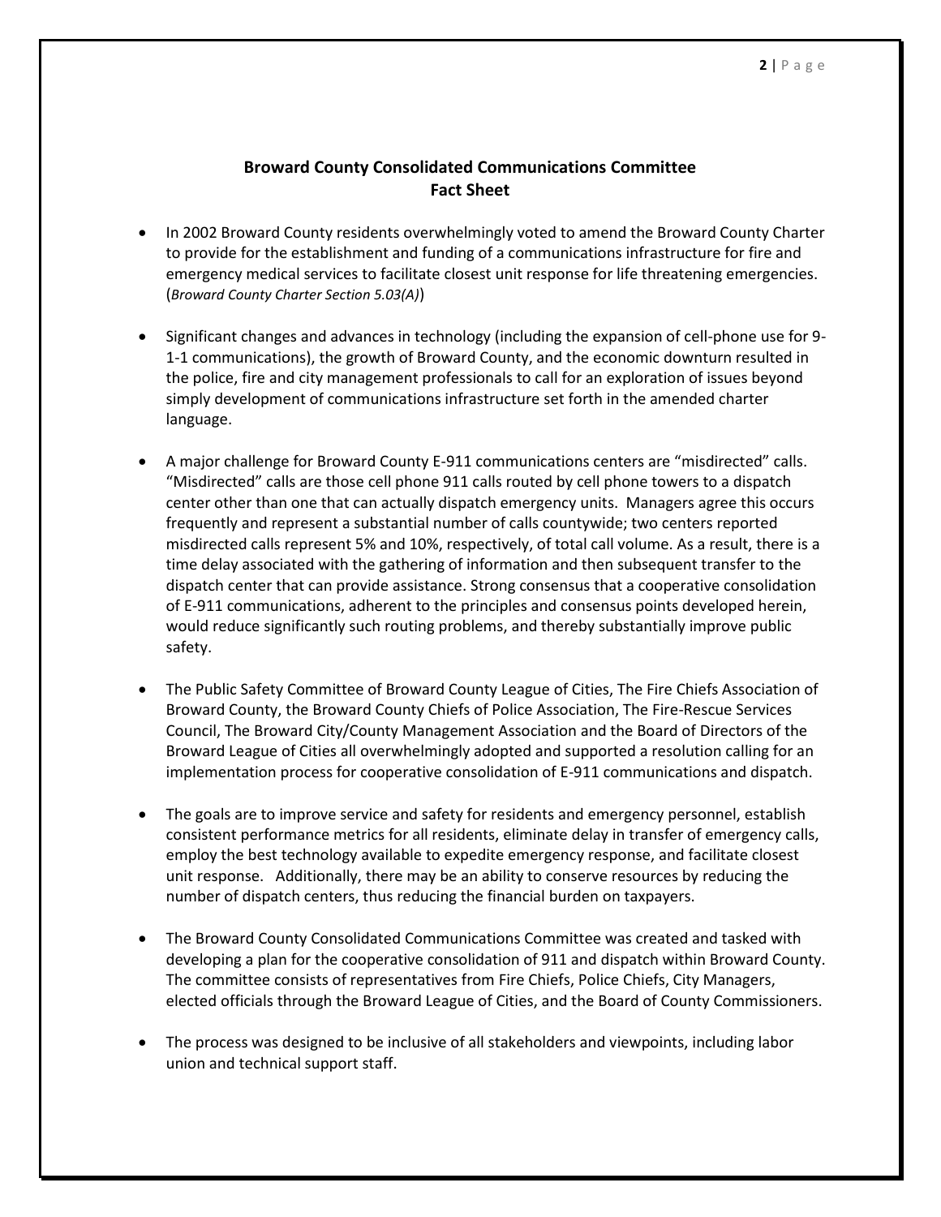## Broward County Consolidated Communications Committee
## Fact Sheet

- In 2002 Broward County residents overwhelmingly voted to amend the Broward County Charter to provide for the establishment and funding of a communications infrastructure for fire and emergency medical services to facilitate closest unit response for life threatening emergencies. (*Broward County Charter Section 5.03(A)*)

- Significant changes and advances in technology (including the expansion of cell-phone use for 9-1-1 communications), the growth of Broward County, and the economic downturn resulted in the police, fire and city management professionals to call for an exploration of issues beyond simply development of communications infrastructure set forth in the amended charter language.

- A major challenge for Broward County E-911 communications centers are "misdirected" calls. "Misdirected" calls are those cell phone 911 calls routed by cell phone towers to a dispatch center other than one that can actually dispatch emergency units. Managers agree this occurs frequently and represent a substantial number of calls countywide; two centers reported misdirected calls represent 5% and 10%, respectively, of total call volume. As a result, there is a time delay associated with the gathering of information and then subsequent transfer to the dispatch center that can provide assistance. Strong consensus that a cooperative consolidation of E-911 communications, adherent to the principles and consensus points developed herein, would reduce significantly such routing problems, and thereby substantially improve public safety.

- The Public Safety Committee of Broward County League of Cities, The Fire Chiefs Association of Broward County, the Broward County Chiefs of Police Association, The Fire-Rescue Services Council, The Broward City/County Management Association and the Board of Directors of the Broward League of Cities all overwhelmingly adopted and supported a resolution calling for an implementation process for cooperative consolidation of E-911 communications and dispatch.

- The goals are to improve service and safety for residents and emergency personnel, establish consistent performance metrics for all residents, eliminate delay in transfer of emergency calls, employ the best technology available to expedite emergency response, and facilitate closest unit response. Additionally, there may be an ability to conserve resources by reducing the number of dispatch centers, thus reducing the financial burden on taxpayers.

- The Broward County Consolidated Communications Committee was created and tasked with developing a plan for the cooperative consolidation of 911 and dispatch within Broward County. The committee consists of representatives from Fire Chiefs, Police Chiefs, City Managers, elected officials through the Broward League of Cities, and the Board of County Commissioners.

- The process was designed to be inclusive of all stakeholders and viewpoints, including labor union and technical support staff.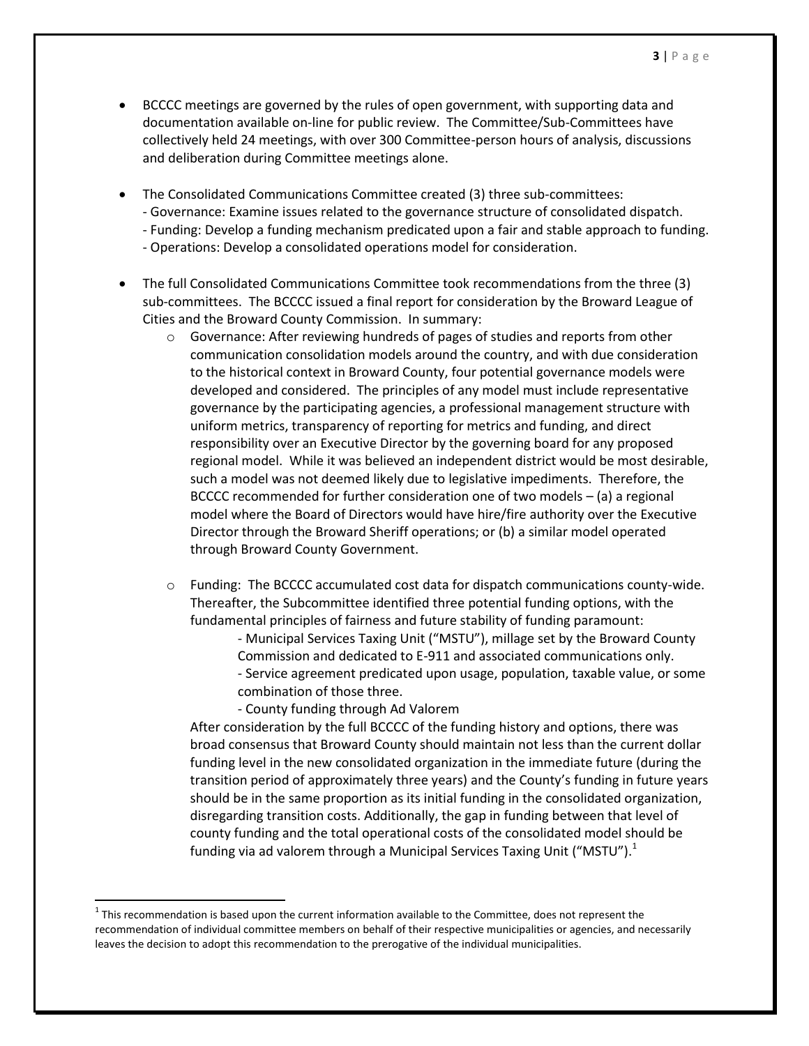- BCCCC meetings are governed by the rules of open government, with supporting data and documentation available on-line for public review. The Committee/Sub-Committees have collectively held 24 meetings, with over 300 Committee-person hours of analysis, discussions and deliberation during Committee meetings alone.

- The Consolidated Communications Committee created (3) three sub-committees:
  - Governance: Examine issues related to the governance structure of consolidated dispatch.
  - Funding: Develop a funding mechanism predicated upon a fair and stable approach to funding.
  - Operations: Develop a consolidated operations model for consideration.

- The full Consolidated Communications Committee took recommendations from the three (3) sub-committees. The BCCCC issued a final report for consideration by the Broward League of Cities and the Broward County Commission. In summary:
  - Governance: After reviewing hundreds of pages of studies and reports from other communication consolidation models around the country, and with due consideration to the historical context in Broward County, four potential governance models were developed and considered. The principles of any model must include representative governance by the participating agencies, a professional management structure with uniform metrics, transparency of reporting for metrics and funding, and direct responsibility over an Executive Director by the governing board for any proposed regional model. While it was believed an independent district would be most desirable, such a model was not deemed likely due to legislative impediments. Therefore, the BCCCC recommended for further consideration one of two models – (a) a regional model where the Board of Directors would have hire/fire authority over the Executive Director through the Broward Sheriff operations; or (b) a similar model operated through Broward County Government.

  - Funding: The BCCCC accumulated cost data for dispatch communications county-wide. Thereafter, the Subcommittee identified three potential funding options, with the fundamental principles of fairness and future stability of funding paramount:
    - Municipal Services Taxing Unit ("MSTU"), millage set by the Broward County Commission and dedicated to E-911 and associated communications only.
    - Service agreement predicated upon usage, population, taxable value, or some combination of those three.
    - County funding through Ad Valorem

    After consideration by the full BCCCC of the funding history and options, there was broad consensus that Broward County should maintain not less than the current dollar funding level in the new consolidated organization in the immediate future (during the transition period of approximately three years) and the County's funding in future years should be in the same proportion as its initial funding in the consolidated organization, disregarding transition costs. Additionally, the gap in funding between that level of county funding and the total operational costs of the consolidated model should be funding via ad valorem through a Municipal Services Taxing Unit ("MSTU").[1]

---

[1] This recommendation is based upon the current information available to the Committee, does not represent the recommendation of individual committee members on behalf of their respective municipalities or agencies, and necessarily leaves the decision to adopt this recommendation to the prerogative of the individual municipalities.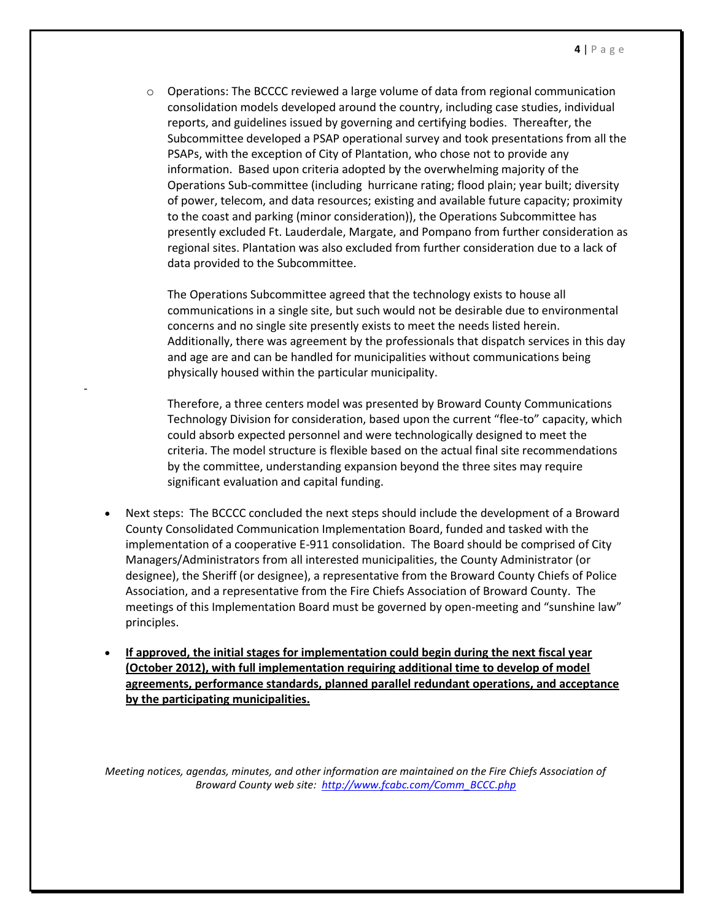- Operations: The BCCCC reviewed a large volume of data from regional communication consolidation models developed around the country, including case studies, individual reports, and guidelines issued by governing and certifying bodies. Thereafter, the Subcommittee developed a PSAP operational survey and took presentations from all the PSAPs, with the exception of City of Plantation, who chose not to provide any information. Based upon criteria adopted by the overwhelming majority of the Operations Sub-committee (including hurricane rating; flood plain; year built; diversity of power, telecom, and data resources; existing and available future capacity; proximity to the coast and parking (minor consideration)), the Operations Subcommittee has presently excluded Ft. Lauderdale, Margate, and Pompano from further consideration as regional sites. Plantation was also excluded from further consideration due to a lack of data provided to the Subcommittee.

  The Operations Subcommittee agreed that the technology exists to house all communications in a single site, but such would not be desirable due to environmental concerns and no single site presently exists to meet the needs listed herein. Additionally, there was agreement by the professionals that dispatch services in this day and age are and can be handled for municipalities without communications being physically housed within the particular municipality.

  Therefore, a three centers model was presented by Broward County Communications Technology Division for consideration, based upon the current "flee-to" capacity, which could absorb expected personnel and were technologically designed to meet the criteria. The model structure is flexible based on the actual final site recommendations by the committee, understanding expansion beyond the three sites may require significant evaluation and capital funding.

- Next steps: The BCCCC concluded the next steps should include the development of a Broward County Consolidated Communication Implementation Board, funded and tasked with the implementation of a cooperative E-911 consolidation. The Board should be comprised of City Managers/Administrators from all interested municipalities, the County Administrator (or designee), the Sheriff (or designee), a representative from the Broward County Chiefs of Police Association, and a representative from the Fire Chiefs Association of Broward County. The meetings of this Implementation Board must be governed by open-meeting and "sunshine law" principles.

- **If approved, the initial stages for implementation could begin during the next fiscal year (October 2012), with full implementation requiring additional time to develop of model agreements, performance standards, planned parallel redundant operations, and acceptance by the participating municipalities.**

*Meeting notices, agendas, minutes, and other information are maintained on the Fire Chiefs Association of Broward County web site: http://www.fcabc.com/Comm_BCCC.php*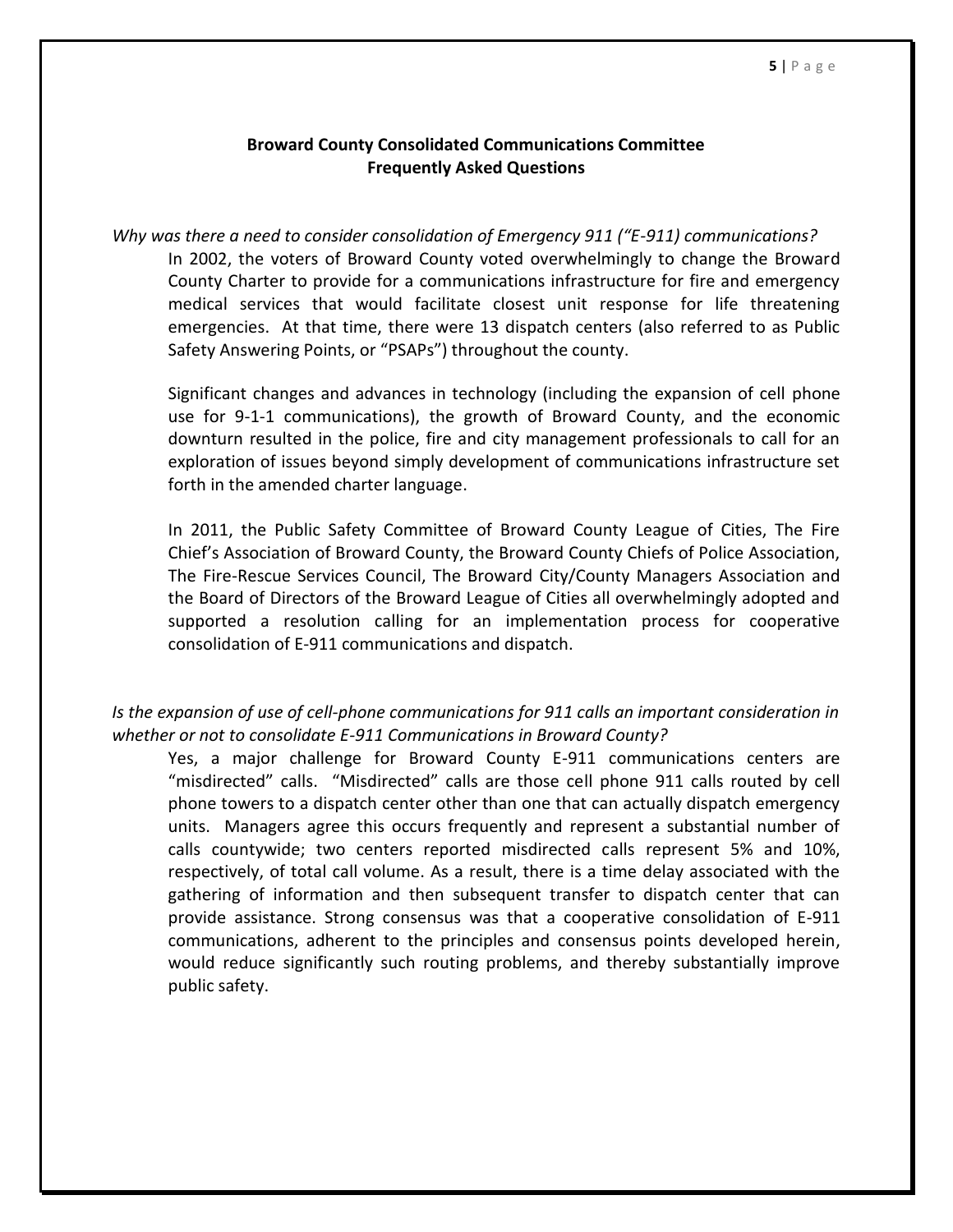**Broward County Consolidated Communications Committee**
**Frequently Asked Questions**

*Why was there a need to consider consolidation of Emergency 911 ("E-911) communications?*

In 2002, the voters of Broward County voted overwhelmingly to change the Broward County Charter to provide for a communications infrastructure for fire and emergency medical services that would facilitate closest unit response for life threatening emergencies. At that time, there were 13 dispatch centers (also referred to as Public Safety Answering Points, or "PSAPs") throughout the county.

Significant changes and advances in technology (including the expansion of cell phone use for 9-1-1 communications), the growth of Broward County, and the economic downturn resulted in the police, fire and city management professionals to call for an exploration of issues beyond simply development of communications infrastructure set forth in the amended charter language.

In 2011, the Public Safety Committee of Broward County League of Cities, The Fire Chief's Association of Broward County, the Broward County Chiefs of Police Association, The Fire-Rescue Services Council, The Broward City/County Managers Association and the Board of Directors of the Broward League of Cities all overwhelmingly adopted and supported a resolution calling for an implementation process for cooperative consolidation of E-911 communications and dispatch.

*Is the expansion of use of cell-phone communications for 911 calls an important consideration in whether or not to consolidate E-911 Communications in Broward County?*

Yes, a major challenge for Broward County E-911 communications centers are "misdirected" calls. "Misdirected" calls are those cell phone 911 calls routed by cell phone towers to a dispatch center other than one that can actually dispatch emergency units. Managers agree this occurs frequently and represent a substantial number of calls countywide; two centers reported misdirected calls represent 5% and 10%, respectively, of total call volume. As a result, there is a time delay associated with the gathering of information and then subsequent transfer to dispatch center that can provide assistance. Strong consensus was that a cooperative consolidation of E-911 communications, adherent to the principles and consensus points developed herein, would reduce significantly such routing problems, and thereby substantially improve public safety.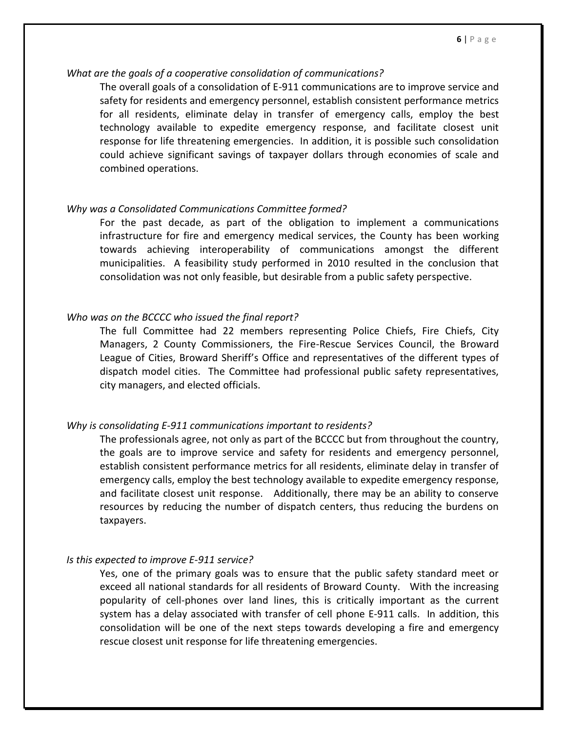*What are the goals of a cooperative consolidation of communications?*

The overall goals of a consolidation of E-911 communications are to improve service and safety for residents and emergency personnel, establish consistent performance metrics for all residents, eliminate delay in transfer of emergency calls, employ the best technology available to expedite emergency response, and facilitate closest unit response for life threatening emergencies. In addition, it is possible such consolidation could achieve significant savings of taxpayer dollars through economies of scale and combined operations.

*Why was a Consolidated Communications Committee formed?*

For the past decade, as part of the obligation to implement a communications infrastructure for fire and emergency medical services, the County has been working towards achieving interoperability of communications amongst the different municipalities. A feasibility study performed in 2010 resulted in the conclusion that consolidation was not only feasible, but desirable from a public safety perspective.

*Who was on the BCCCC who issued the final report?*

The full Committee had 22 members representing Police Chiefs, Fire Chiefs, City Managers, 2 County Commissioners, the Fire-Rescue Services Council, the Broward League of Cities, Broward Sheriff's Office and representatives of the different types of dispatch model cities. The Committee had professional public safety representatives, city managers, and elected officials.

*Why is consolidating E-911 communications important to residents?*

The professionals agree, not only as part of the BCCCC but from throughout the country, the goals are to improve service and safety for residents and emergency personnel, establish consistent performance metrics for all residents, eliminate delay in transfer of emergency calls, employ the best technology available to expedite emergency response, and facilitate closest unit response. Additionally, there may be an ability to conserve resources by reducing the number of dispatch centers, thus reducing the burdens on taxpayers.

*Is this expected to improve E-911 service?*

Yes, one of the primary goals was to ensure that the public safety standard meet or exceed all national standards for all residents of Broward County. With the increasing popularity of cell-phones over land lines, this is critically important as the current system has a delay associated with transfer of cell phone E-911 calls. In addition, this consolidation will be one of the next steps towards developing a fire and emergency rescue closest unit response for life threatening emergencies.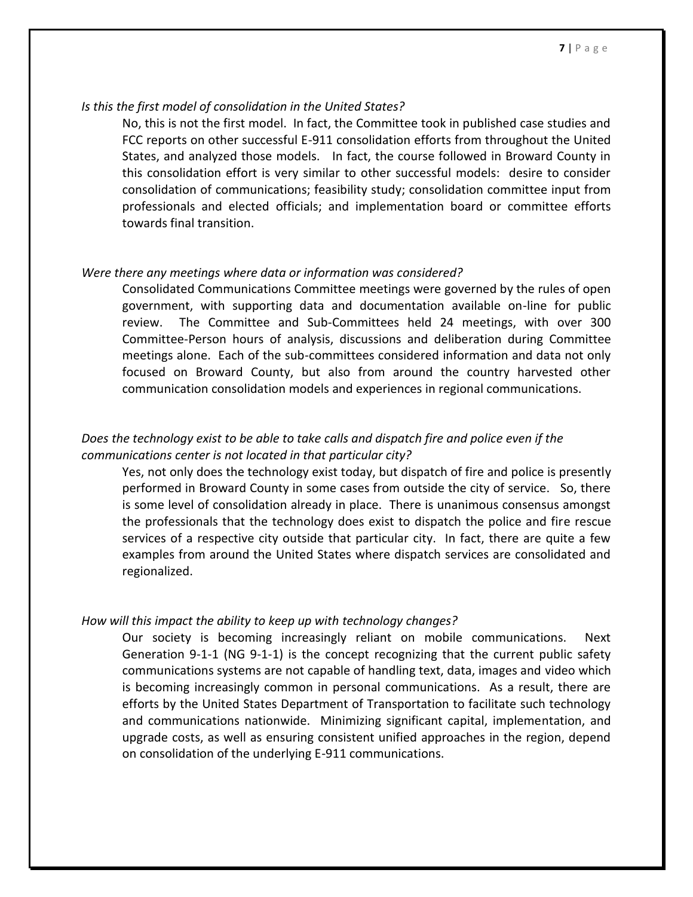*Is this the first model of consolidation in the United States?*

No, this is not the first model. In fact, the Committee took in published case studies and FCC reports on other successful E-911 consolidation efforts from throughout the United States, and analyzed those models. In fact, the course followed in Broward County in this consolidation effort is very similar to other successful models: desire to consider consolidation of communications; feasibility study; consolidation committee input from professionals and elected officials; and implementation board or committee efforts towards final transition.

*Were there any meetings where data or information was considered?*

Consolidated Communications Committee meetings were governed by the rules of open government, with supporting data and documentation available on-line for public review. The Committee and Sub-Committees held 24 meetings, with over 300 Committee-Person hours of analysis, discussions and deliberation during Committee meetings alone. Each of the sub-committees considered information and data not only focused on Broward County, but also from around the country harvested other communication consolidation models and experiences in regional communications.

*Does the technology exist to be able to take calls and dispatch fire and police even if the communications center is not located in that particular city?*

Yes, not only does the technology exist today, but dispatch of fire and police is presently performed in Broward County in some cases from outside the city of service. So, there is some level of consolidation already in place. There is unanimous consensus amongst the professionals that the technology does exist to dispatch the police and fire rescue services of a respective city outside that particular city. In fact, there are quite a few examples from around the United States where dispatch services are consolidated and regionalized.

*How will this impact the ability to keep up with technology changes?*

Our society is becoming increasingly reliant on mobile communications. Next Generation 9-1-1 (NG 9-1-1) is the concept recognizing that the current public safety communications systems are not capable of handling text, data, images and video which is becoming increasingly common in personal communications. As a result, there are efforts by the United States Department of Transportation to facilitate such technology and communications nationwide. Minimizing significant capital, implementation, and upgrade costs, as well as ensuring consistent unified approaches in the region, depend on consolidation of the underlying E-911 communications.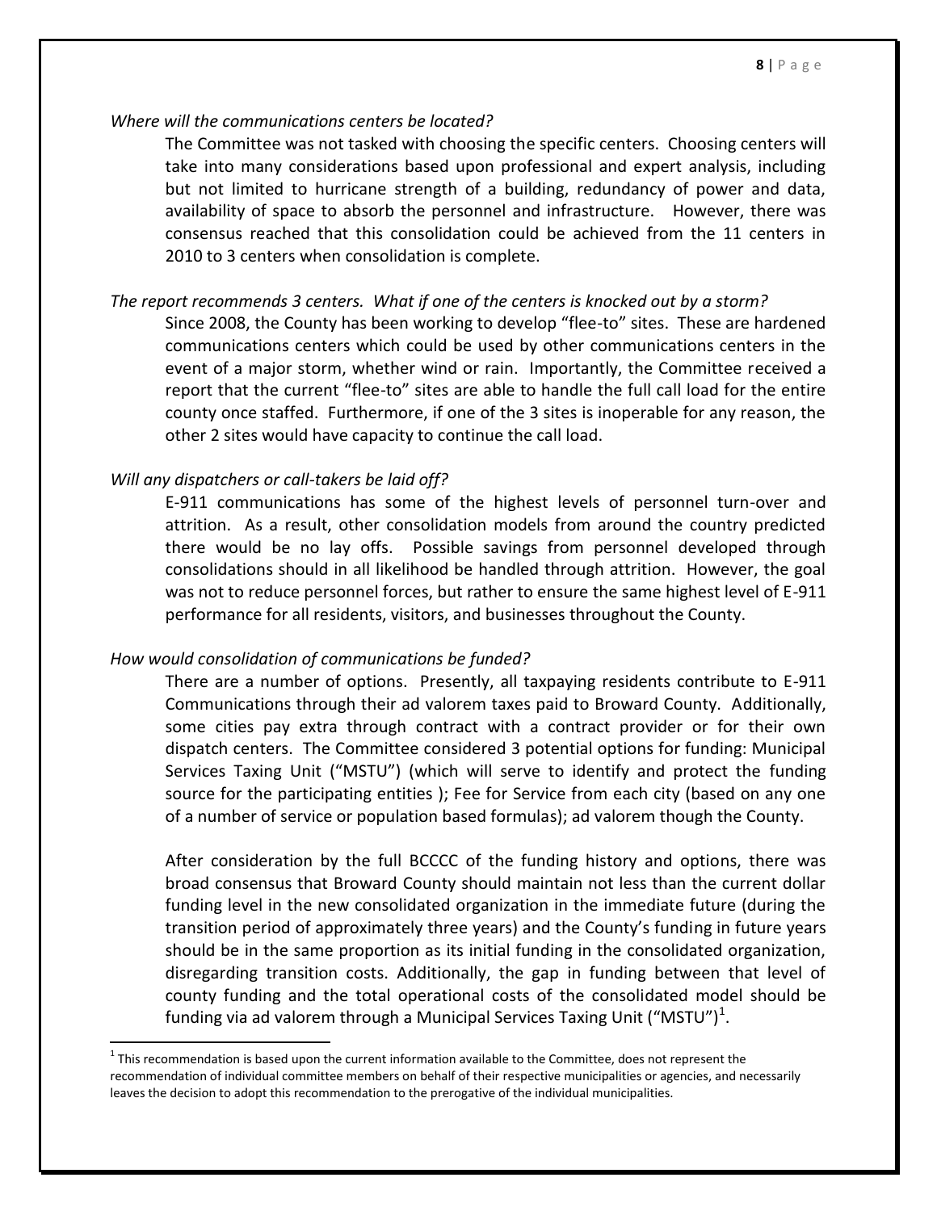*Where will the communications centers be located?*

The Committee was not tasked with choosing the specific centers. Choosing centers will take into many considerations based upon professional and expert analysis, including but not limited to hurricane strength of a building, redundancy of power and data, availability of space to absorb the personnel and infrastructure. However, there was consensus reached that this consolidation could be achieved from the 11 centers in 2010 to 3 centers when consolidation is complete.

*The report recommends 3 centers. What if one of the centers is knocked out by a storm?*

Since 2008, the County has been working to develop "flee-to" sites. These are hardened communications centers which could be used by other communications centers in the event of a major storm, whether wind or rain. Importantly, the Committee received a report that the current "flee-to" sites are able to handle the full call load for the entire county once staffed. Furthermore, if one of the 3 sites is inoperable for any reason, the other 2 sites would have capacity to continue the call load.

*Will any dispatchers or call-takers be laid off?*

E-911 communications has some of the highest levels of personnel turn-over and attrition. As a result, other consolidation models from around the country predicted there would be no lay offs. Possible savings from personnel developed through consolidations should in all likelihood be handled through attrition. However, the goal was not to reduce personnel forces, but rather to ensure the same highest level of E-911 performance for all residents, visitors, and businesses throughout the County.

*How would consolidation of communications be funded?*

There are a number of options. Presently, all taxpaying residents contribute to E-911 Communications through their ad valorem taxes paid to Broward County. Additionally, some cities pay extra through contract with a contract provider or for their own dispatch centers. The Committee considered 3 potential options for funding: Municipal Services Taxing Unit ("MSTU") (which will serve to identify and protect the funding source for the participating entities ); Fee for Service from each city (based on any one of a number of service or population based formulas); ad valorem though the County.

After consideration by the full BCCCC of the funding history and options, there was broad consensus that Broward County should maintain not less than the current dollar funding level in the new consolidated organization in the immediate future (during the transition period of approximately three years) and the County's funding in future years should be in the same proportion as its initial funding in the consolidated organization, disregarding transition costs. Additionally, the gap in funding between that level of county funding and the total operational costs of the consolidated model should be funding via ad valorem through a Municipal Services Taxing Unit ("MSTU")[1].

[1] This recommendation is based upon the current information available to the Committee, does not represent the recommendation of individual committee members on behalf of their respective municipalities or agencies, and necessarily leaves the decision to adopt this recommendation to the prerogative of the individual municipalities.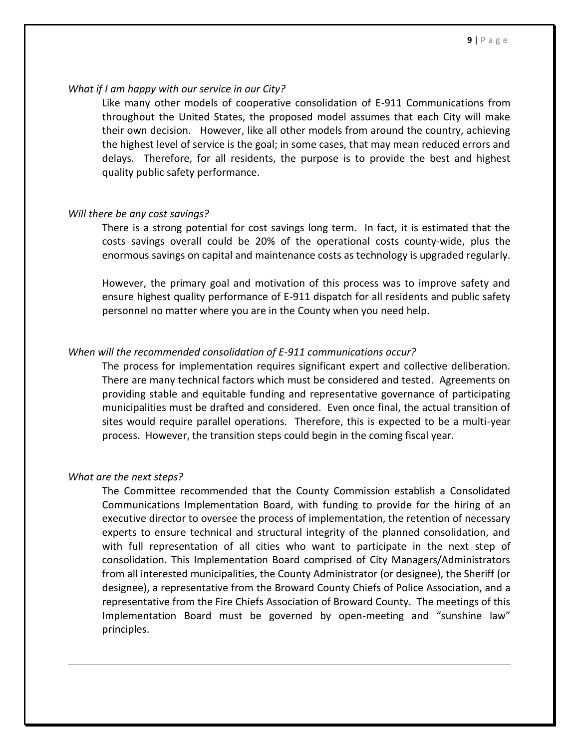*What if I am happy with our service in our City?*

Like many other models of cooperative consolidation of E-911 Communications from throughout the United States, the proposed model assumes that each City will make their own decision. However, like all other models from around the country, achieving the highest level of service is the goal; in some cases, that may mean reduced errors and delays. Therefore, for all residents, the purpose is to provide the best and highest quality public safety performance.

*Will there be any cost savings?*

There is a strong potential for cost savings long term. In fact, it is estimated that the costs savings overall could be 20% of the operational costs county-wide, plus the enormous savings on capital and maintenance costs as technology is upgraded regularly.

However, the primary goal and motivation of this process was to improve safety and ensure highest quality performance of E-911 dispatch for all residents and public safety personnel no matter where you are in the County when you need help.

*When will the recommended consolidation of E-911 communications occur?*

The process for implementation requires significant expert and collective deliberation. There are many technical factors which must be considered and tested. Agreements on providing stable and equitable funding and representative governance of participating municipalities must be drafted and considered. Even once final, the actual transition of sites would require parallel operations. Therefore, this is expected to be a multi-year process. However, the transition steps could begin in the coming fiscal year.

*What are the next steps?*

The Committee recommended that the County Commission establish a Consolidated Communications Implementation Board, with funding to provide for the hiring of an executive director to oversee the process of implementation, the retention of necessary experts to ensure technical and structural integrity of the planned consolidation, and with full representation of all cities who want to participate in the next step of consolidation. This Implementation Board comprised of City Managers/Administrators from all interested municipalities, the County Administrator (or designee), the Sheriff (or designee), a representative from the Broward County Chiefs of Police Association, and a representative from the Fire Chiefs Association of Broward County. The meetings of this Implementation Board must be governed by open-meeting and "sunshine law" principles.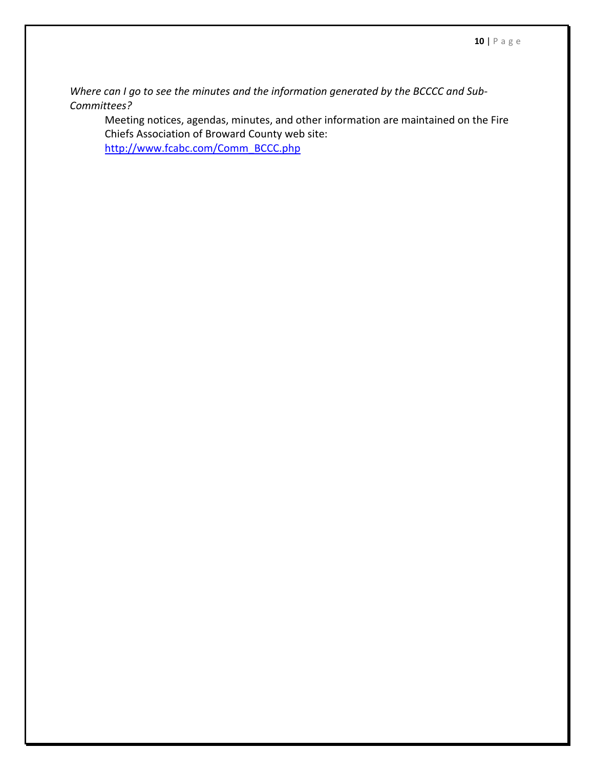*Where can I go to see the minutes and the information generated by the BCCCC and Sub-Committees?*

Meeting notices, agendas, minutes, and other information are maintained on the Fire Chiefs Association of Broward County web site:
http://www.fcabc.com/Comm_BCCC.php